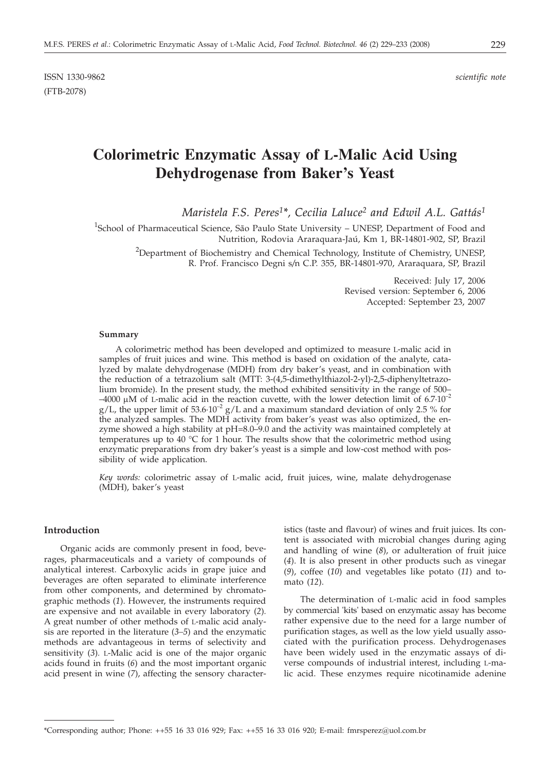ISSN 1330-9862 *scientific note*

(FTB-2078)

# Colorimetric Enzymatic Assay of L-Malic Acid Using Dehydrogenase from Baker's Yeast

*Maristela F.S. Peres[1]\*, Cecilia Laluce[2] and Edwil A.L. Gattás[1]*

[1]School of Pharmaceutical Science, São Paulo State University – UNESP, Department of Food and Nutrition, Rodovia Araraquara-Jaú, Km 1, BR-14801-902, SP, Brazil

[2]Department of Biochemistry and Chemical Technology, Institute of Chemistry, UNESP, R. Prof. Francisco Degni s/n C.P. 355, BR-14801-970, Araraquara, SP, Brazil

Received: July 17, 2006
Revised version: September 6, 2006
Accepted: September 23, 2007

#### Summary

A colorimetric method has been developed and optimized to measure L-malic acid in samples of fruit juices and wine. This method is based on oxidation of the analyte, catalyzed by malate dehydrogenase (MDH) from dry baker's yeast, and in combination with the reduction of a tetrazolium salt (MTT: 3-(4,5-dimethylthiazol-2-yl)-2,5-diphenyltetrazolium bromide). In the present study, the method exhibited sensitivity in the range of 500–4000 μM of L-malic acid in the reaction cuvette, with the lower detection limit of $6.7\cdot10^{-2}$ g/L, the upper limit of $53.6\cdot10^{-2}$ g/L and a maximum standard deviation of only 2.5 % for the analyzed samples. The MDH activity from baker's yeast was also optimized, the enzyme showed a high stability at pH=8.0–9.0 and the activity was maintained completely at temperatures up to 40 °C for 1 hour. The results show that the colorimetric method using enzymatic preparations from dry baker's yeast is a simple and low-cost method with possibility of wide application.

*Key words:* colorimetric assay of L-malic acid, fruit juices, wine, malate dehydrogenase (MDH), baker's yeast

#### Introduction

Organic acids are commonly present in food, beverages, pharmaceuticals and a variety of compounds of analytical interest. Carboxylic acids in grape juice and beverages are often separated to eliminate interference from other components, and determined by chromatographic methods (*1*). However, the instruments required are expensive and not available in every laboratory (*2*). A great number of other methods of L-malic acid analysis are reported in the literature (*3–5*) and the enzymatic methods are advantageous in terms of selectivity and sensitivity (*3*). L-Malic acid is one of the major organic acids found in fruits (*6*) and the most important organic acid present in wine (*7*), affecting the sensory characteristics (taste and flavour) of wines and fruit juices. Its content is associated with microbial changes during aging and handling of wine (*8*), or adulteration of fruit juice (*4*). It is also present in other products such as vinegar (*9*), coffee (*10*) and vegetables like potato (*11*) and tomato (*12*).

The determination of L-malic acid in food samples by commercial 'kits' based on enzymatic assay has become rather expensive due to the need for a large number of purification stages, as well as the low yield usually associated with the purification process. Dehydrogenases have been widely used in the enzymatic assays of diverse compounds of industrial interest, including L-malic acid. These enzymes require nicotinamide adenine

\*Corresponding author; Phone: ++55 16 33 016 929; Fax: ++55 16 33 016 920; E-mail: fmrsperez@uol.com.br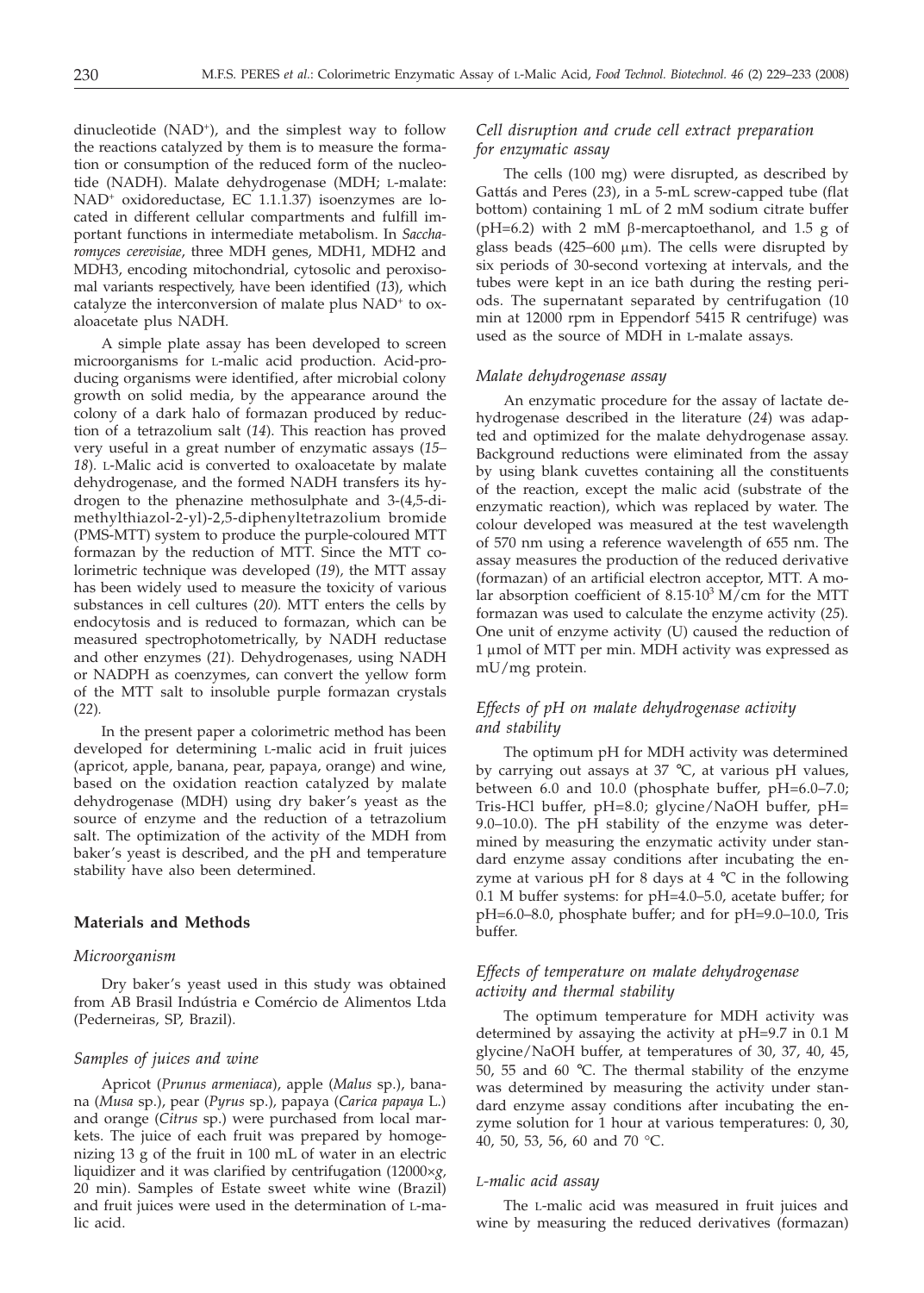dinucleotide ($NAD^+$), and the simplest way to follow the reactions catalyzed by them is to measure the formation or consumption of the reduced form of the nucleotide (NADH). Malate dehydrogenase (MDH; L-malate: $NAD^+$ oxidoreductase, EC 1.1.1.37) isoenzymes are located in different cellular compartments and fulfill important functions in intermediate metabolism. In *Saccharomyces cerevisiae*, three MDH genes, MDH1, MDH2 and MDH3, encoding mitochondrial, cytosolic and peroxisomal variants respectively, have been identified (*13*), which catalyze the interconversion of malate plus $NAD^+$ to oxaloacetate plus NADH.

A simple plate assay has been developed to screen microorganisms for L-malic acid production. Acid-producing organisms were identified, after microbial colony growth on solid media, by the appearance around the colony of a dark halo of formazan produced by reduction of a tetrazolium salt (*14*). This reaction has proved very useful in a great number of enzymatic assays (*15–18*). L-Malic acid is converted to oxaloacetate by malate dehydrogenase, and the formed NADH transfers its hydrogen to the phenazine methosulphate and 3-(4,5-dimethylthiazol-2-yl)-2,5-diphenyltetrazolium bromide (PMS-MTT) system to produce the purple-coloured MTT formazan by the reduction of MTT. Since the MTT colorimetric technique was developed (*19*), the MTT assay has been widely used to measure the toxicity of various substances in cell cultures (*20*). MTT enters the cells by endocytosis and is reduced to formazan, which can be measured spectrophotometrically, by NADH reductase and other enzymes (*21*). Dehydrogenases, using NADH or NADPH as coenzymes, can convert the yellow form of the MTT salt to insoluble purple formazan crystals (*22*).

In the present paper a colorimetric method has been developed for determining L-malic acid in fruit juices (apricot, apple, banana, pear, papaya, orange) and wine, based on the oxidation reaction catalyzed by malate dehydrogenase (MDH) using dry baker's yeast as the source of enzyme and the reduction of a tetrazolium salt. The optimization of the activity of the MDH from baker's yeast is described, and the pH and temperature stability have also been determined.

## Materials and Methods

### *Microorganism*

Dry baker's yeast used in this study was obtained from AB Brasil Indústria e Comércio de Alimentos Ltda (Pederneiras, SP, Brazil).

### *Samples of juices and wine*

Apricot (*Prunus armeniaca*), apple (*Malus* sp.), banana (*Musa* sp.), pear (*Pyrus* sp.), papaya (*Carica papaya* L.) and orange (*Citrus* sp.) were purchased from local markets. The juice of each fruit was prepared by homogenizing 13 g of the fruit in 100 mL of water in an electric liquidizer and it was clarified by centrifugation (12000×*g*, 20 min). Samples of Estate sweet white wine (Brazil) and fruit juices were used in the determination of L-malic acid.

### *Cell disruption and crude cell extract preparation for enzymatic assay*

The cells (100 mg) were disrupted, as described by Gattás and Peres (*23*), in a 5-mL screw-capped tube (flat bottom) containing 1 mL of 2 mM sodium citrate buffer (pH=6.2) with 2 mM β-mercaptoethanol, and 1.5 g of glass beads (425–600 μm). The cells were disrupted by six periods of 30-second vortexing at intervals, and the tubes were kept in an ice bath during the resting periods. The supernatant separated by centrifugation (10 min at 12000 rpm in Eppendorf 5415 R centrifuge) was used as the source of MDH in L-malate assays.

### *Malate dehydrogenase assay*

An enzymatic procedure for the assay of lactate dehydrogenase described in the literature (*24*) was adapted and optimized for the malate dehydrogenase assay. Background reductions were eliminated from the assay by using blank cuvettes containing all the constituents of the reaction, except the malic acid (substrate of the enzymatic reaction), which was replaced by water. The colour developed was measured at the test wavelength of 570 nm using a reference wavelength of 655 nm. The assay measures the production of the reduced derivative (formazan) of an artificial electron acceptor, MTT. A molar absorption coefficient of $8.15 \cdot 10^3$ M/cm for the MTT formazan was used to calculate the enzyme activity (*25*). One unit of enzyme activity (U) caused the reduction of 1 μmol of MTT per min. MDH activity was expressed as mU/mg protein.

### *Effects of pH on malate dehydrogenase activity and stability*

The optimum pH for MDH activity was determined by carrying out assays at 37 °C, at various pH values, between 6.0 and 10.0 (phosphate buffer, pH=6.0–7.0; Tris-HCl buffer, pH=8.0; glycine/NaOH buffer, pH=9.0–10.0). The pH stability of the enzyme was determined by measuring the enzymatic activity under standard enzyme assay conditions after incubating the enzyme at various pH for 8 days at 4 °C in the following 0.1 M buffer systems: for pH=4.0–5.0, acetate buffer; for pH=6.0–8.0, phosphate buffer; and for pH=9.0–10.0, Tris buffer.

### *Effects of temperature on malate dehydrogenase activity and thermal stability*

The optimum temperature for MDH activity was determined by assaying the activity at pH=9.7 in 0.1 M glycine/NaOH buffer, at temperatures of 30, 37, 40, 45, 50, 55 and 60 °C. The thermal stability of the enzyme was determined by measuring the activity under standard enzyme assay conditions after incubating the enzyme solution for 1 hour at various temperatures: 0, 30, 40, 50, 53, 56, 60 and 70 °C.

### *L-malic acid assay*

The L-malic acid was measured in fruit juices and wine by measuring the reduced derivatives (formazan)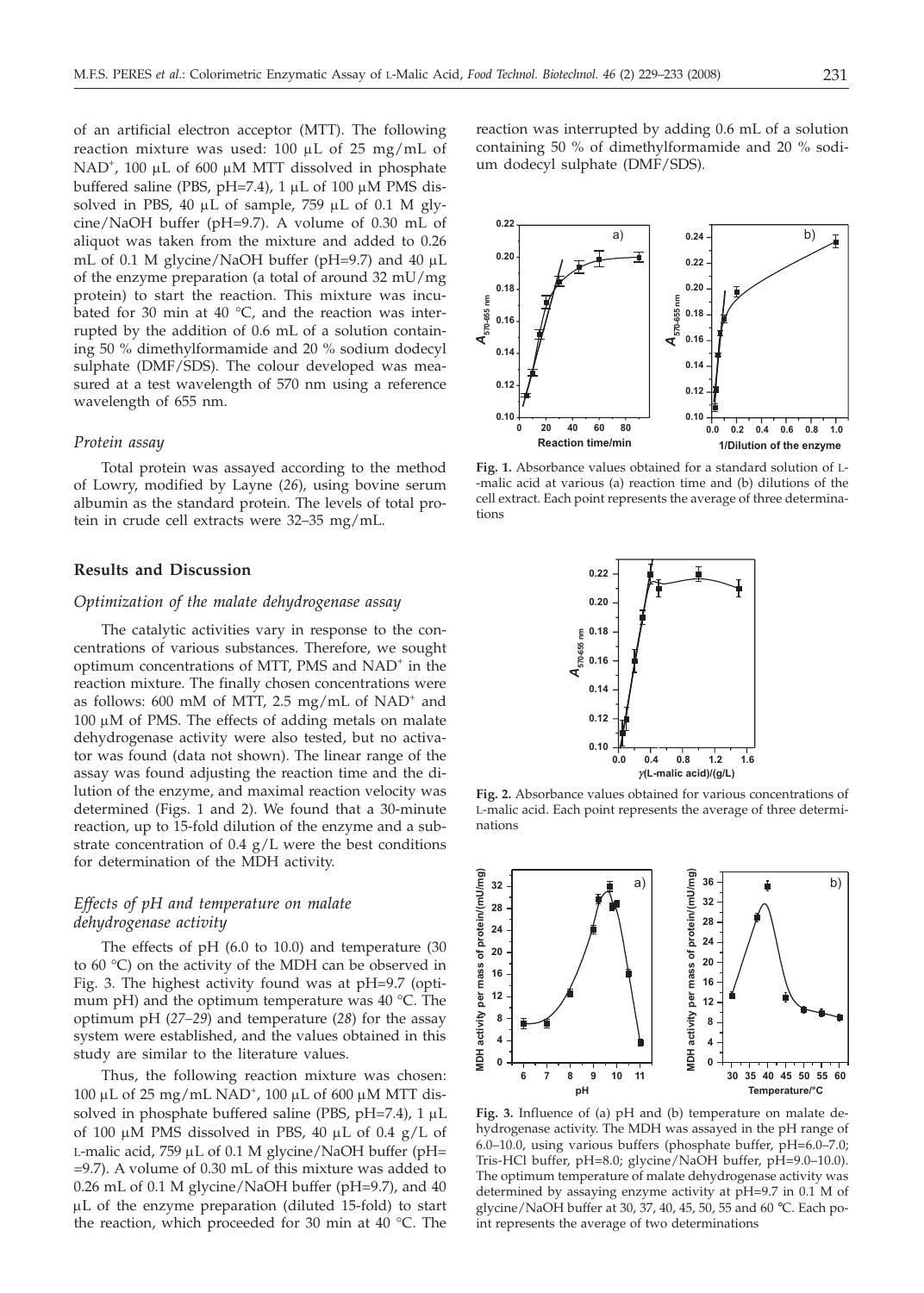of an artificial electron acceptor (MTT). The following reaction mixture was used: 100 μL of 25 mg/mL of $NAD^+$, 100 μL of 600 μM MTT dissolved in phosphate buffered saline (PBS, pH=7.4), 1 μL of 100 μM PMS dissolved in PBS, 40 μL of sample, 759 μL of 0.1 M glycine/NaOH buffer (pH=9.7). A volume of 0.30 mL of aliquot was taken from the mixture and added to 0.26 mL of 0.1 M glycine/NaOH buffer (pH=9.7) and 40 μL of the enzyme preparation (a total of around 32 mU/mg protein) to start the reaction. This mixture was incubated for 30 min at 40 °C, and the reaction was interrupted by the addition of 0.6 mL of a solution containing 50 % dimethylformamide and 20 % sodium dodecyl sulphate (DMF/SDS). The colour developed was measured at a test wavelength of 570 nm using a reference wavelength of 655 nm.

### *Protein assay*

Total protein was assayed according to the method of Lowry, modified by Layne (*26*), using bovine serum albumin as the standard protein. The levels of total protein in crude cell extracts were 32–35 mg/mL.

## Results and Discussion

### *Optimization of the malate dehydrogenase assay*

The catalytic activities vary in response to the concentrations of various substances. Therefore, we sought optimum concentrations of MTT, PMS and $NAD^+$ in the reaction mixture. The finally chosen concentrations were as follows: 600 mM of MTT, 2.5 mg/mL of $NAD^+$ and 100 μM of PMS. The effects of adding metals on malate dehydrogenase activity were also tested, but no activator was found (data not shown). The linear range of the assay was found adjusting the reaction time and the dilution of the enzyme, and maximal reaction velocity was determined (Figs. 1 and 2). We found that a 30-minute reaction, up to 15-fold dilution of the enzyme and a substrate concentration of 0.4 g/L were the best conditions for determination of the MDH activity.

### *Effects of pH and temperature on malate dehydrogenase activity*

The effects of pH (6.0 to 10.0) and temperature (30 to 60 °C) on the activity of the MDH can be observed in Fig. 3. The highest activity found was at pH=9.7 (optimum pH) and the optimum temperature was 40 °C. The optimum pH (*27–29*) and temperature (*28*) for the assay system were established, and the values obtained in this study are similar to the literature values.

Thus, the following reaction mixture was chosen: 100 μL of 25 mg/mL $NAD^+$, 100 μL of 600 μM MTT dissolved in phosphate buffered saline (PBS, pH=7.4), 1 μL of 100 μM PMS dissolved in PBS, 40 μL of 0.4 g/L of L-malic acid, 759 μL of 0.1 M glycine/NaOH buffer (pH==9.7). A volume of 0.30 mL of this mixture was added to 0.26 mL of 0.1 M glycine/NaOH buffer (pH=9.7), and 40 μL of the enzyme preparation (diluted 15-fold) to start the reaction, which proceeded for 30 min at 40 °C. The reaction was interrupted by adding 0.6 mL of a solution containing 50 % of dimethylformamide and 20 % sodium dodecyl sulphate (DMF/SDS).

**Fig. 1.** Absorbance values obtained for a standard solution of L--malic acid at various (a) reaction time and (b) dilutions of the cell extract. Each point represents the average of three determinations

**Fig. 2.** Absorbance values obtained for various concentrations of L-malic acid. Each point represents the average of three determinations

**Fig. 3.** Influence of (a) pH and (b) temperature on malate dehydrogenase activity. The MDH was assayed in the pH range of 6.0–10.0, using various buffers (phosphate buffer, pH=6.0–7.0; Tris-HCl buffer, pH=8.0; glycine/NaOH buffer, pH=9.0–10.0). The optimum temperature of malate dehydrogenase activity was determined by assaying enzyme activity at pH=9.7 in 0.1 M of glycine/NaOH buffer at 30, 37, 40, 45, 50, 55 and 60 °C. Each point represents the average of two determinations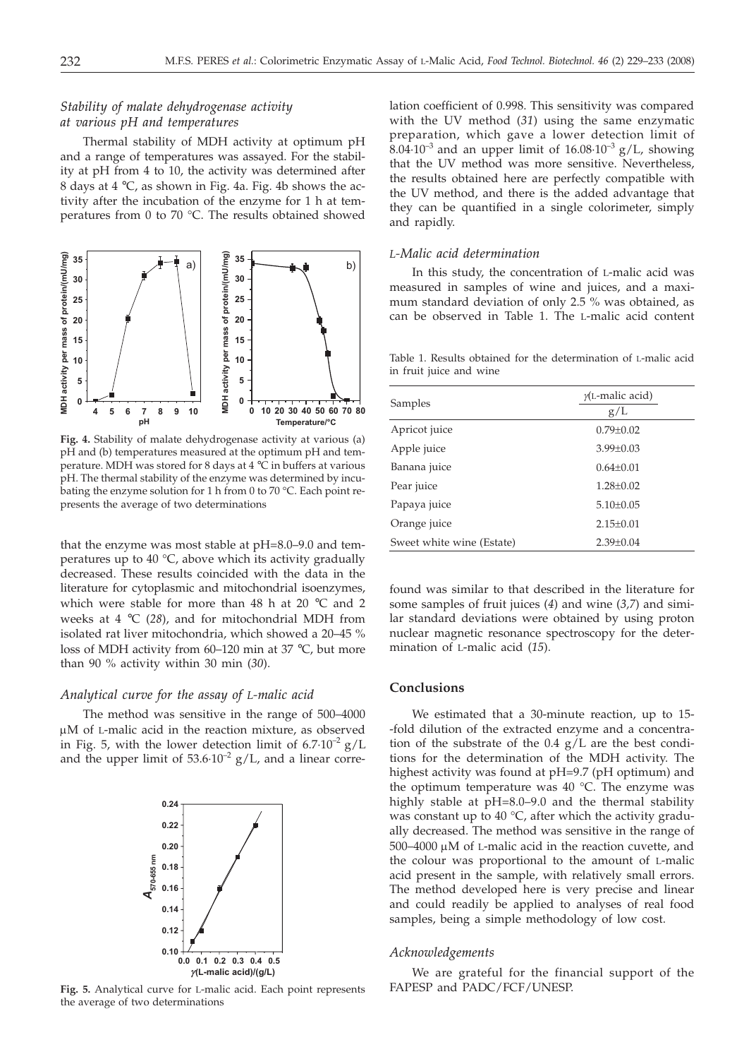### *Stability of malate dehydrogenase activity at various pH and temperatures*

Thermal stability of MDH activity at optimum pH and a range of temperatures was assayed. For the stability at pH from 4 to 10, the activity was determined after 8 days at 4 °C, as shown in Fig. 4a. Fig. 4b shows the activity after the incubation of the enzyme for 1 h at temperatures from 0 to 70 °C. The results obtained showed that the enzyme was most stable at pH=8.0–9.0 and temperatures up to 40 °C, above which its activity gradually decreased. These results coincided with the data in the literature for cytoplasmic and mitochondrial isoenzymes, which were stable for more than 48 h at 20 °C and 2 weeks at 4 °C (*28*), and for mitochondrial MDH from isolated rat liver mitochondria, which showed a 20–45 % loss of MDH activity from 60–120 min at 37 °C, but more than 90 % activity within 30 min (*30*).

**Fig. 4.** Stability of malate dehydrogenase activity at various (a) pH and (b) temperatures measured at the optimum pH and temperature. MDH was stored for 8 days at 4 °C in buffers at various pH. The thermal stability of the enzyme was determined by incubating the enzyme solution for 1 h from 0 to 70 °C. Each point represents the average of two determinations

### *Analytical curve for the assay of L-malic acid*

The method was sensitive in the range of 500–4000 μM of L-malic acid in the reaction mixture, as observed in Fig. 5, with the lower detection limit of $6.7\cdot10^{-2}$ g/L and the upper limit of $53.6\cdot10^{-2}$ g/L, and a linear correlation coefficient of 0.998. This sensitivity was compared with the UV method (*31*) using the same enzymatic preparation, which gave a lower detection limit of $8.04\cdot10^{-3}$ and an upper limit of $16.08\cdot10^{-3}$ g/L, showing that the UV method was more sensitive. Nevertheless, the results obtained here are perfectly compatible with the UV method, and there is the added advantage that they can be quantified in a single colorimeter, simply and rapidly.

**Fig. 5.** Analytical curve for L-malic acid. Each point represents the average of two determinations

### *L-Malic acid determination*

In this study, the concentration of L-malic acid was measured in samples of wine and juices, and a maximum standard deviation of only 2.5 % was obtained, as can be observed in Table 1. The L-malic acid content found was similar to that described in the literature for some samples of fruit juices (*4*) and wine (*3,7*) and similar standard deviations were obtained by using proton nuclear magnetic resonance spectroscopy for the determination of L-malic acid (*15*).

Table 1. Results obtained for the determination of L-malic acid in fruit juice and wine

| Samples | $\gamma$(L-malic acid) g/L |
|---|---|
| Apricot juice | 0.79±0.02 |
| Apple juice | 3.99±0.03 |
| Banana juice | 0.64±0.01 |
| Pear juice | 1.28±0.02 |
| Papaya juice | 5.10±0.05 |
| Orange juice | 2.15±0.01 |
| Sweet white wine (Estate) | 2.39±0.04 |

## Conclusions

We estimated that a 30-minute reaction, up to 15-fold dilution of the extracted enzyme and a concentration of the substrate of the 0.4 g/L are the best conditions for the determination of the MDH activity. The highest activity was found at pH=9.7 (pH optimum) and the optimum temperature was 40 °C. The enzyme was highly stable at pH=8.0–9.0 and the thermal stability was constant up to 40 °C, after which the activity gradually decreased. The method was sensitive in the range of 500–4000 μM of L-malic acid in the reaction cuvette, and the colour was proportional to the amount of L-malic acid present in the sample, with relatively small errors. The method developed here is very precise and linear and could readily be applied to analyses of real food samples, being a simple methodology of low cost.

### *Acknowledgements*

We are grateful for the financial support of the FAPESP and PADC/FCF/UNESP.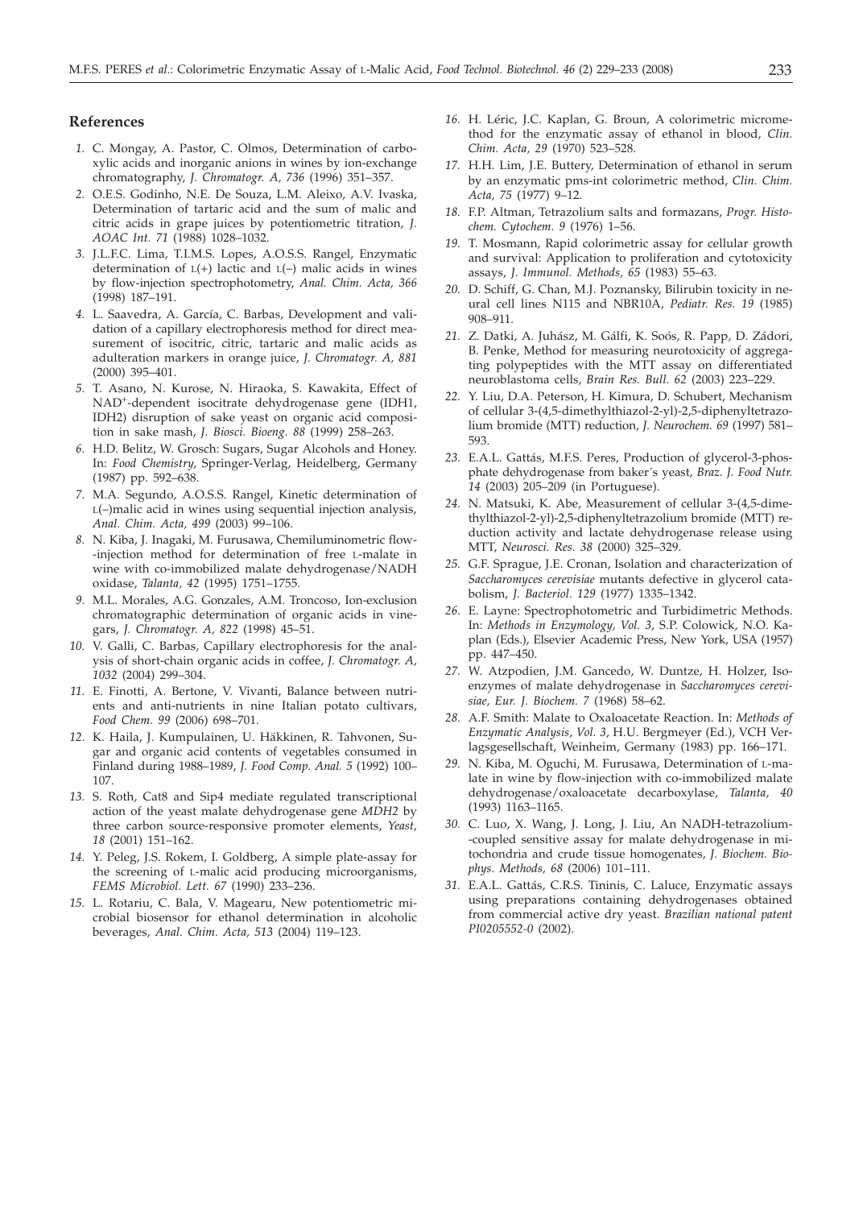## References

1. C. Mongay, A. Pastor, C. Olmos, Determination of carboxylic acids and inorganic anions in wines by ion-exchange chromatography, *J. Chromatogr. A, 736* (1996) 351–357.
2. O.E.S. Godinho, N.E. De Souza, L.M. Aleixo, A.V. Ivaska, Determination of tartaric acid and the sum of malic and citric acids in grape juices by potentiometric titration, *J. AOAC Int. 71* (1988) 1028–1032.
3. J.L.F.C. Lima, T.I.M.S. Lopes, A.O.S.S. Rangel, Enzymatic determination of L(+) lactic and L(–) malic acids in wines by flow-injection spectrophotometry, *Anal. Chim. Acta, 366* (1998) 187–191.
4. L. Saavedra, A. García, C. Barbas, Development and validation of a capillary electrophoresis method for direct measurement of isocitric, citric, tartaric and malic acids as adulteration markers in orange juice, *J. Chromatogr. A, 881* (2000) 395–401.
5. T. Asano, N. Kurose, N. Hiraoka, S. Kawakita, Effect of NAD$^+$-dependent isocitrate dehydrogenase gene (IDH1, IDH2) disruption of sake yeast on organic acid composition in sake mash, *J. Biosci. Bioeng. 88* (1999) 258–263.
6. H.D. Belitz, W. Grosch: Sugars, Sugar Alcohols and Honey. In: *Food Chemistry*, Springer-Verlag, Heidelberg, Germany (1987) pp. 592–638.
7. M.A. Segundo, A.O.S.S. Rangel, Kinetic determination of L(–)malic acid in wines using sequential injection analysis, *Anal. Chim. Acta, 499* (2003) 99–106.
8. N. Kiba, J. Inagaki, M. Furusawa, Chemiluminometric flow-injection method for determination of free L-malate in wine with co-immobilized malate dehydrogenase/NADH oxidase, *Talanta, 42* (1995) 1751–1755.
9. M.L. Morales, A.G. Gonzales, A.M. Troncoso, Ion-exclusion chromatographic determination of organic acids in vinegars, *J. Chromatogr. A, 822* (1998) 45–51.
10. V. Galli, C. Barbas, Capillary electrophoresis for the analysis of short-chain organic acids in coffee, *J. Chromatogr. A, 1032* (2004) 299–304.
11. E. Finotti, A. Bertone, V. Vivanti, Balance between nutrients and anti-nutrients in nine Italian potato cultivars, *Food Chem. 99* (2006) 698–701.
12. K. Haila, J. Kumpulainen, U. Häkkinen, R. Tahvonen, Sugar and organic acid contents of vegetables consumed in Finland during 1988–1989, *J. Food Comp. Anal. 5* (1992) 100–107.
13. S. Roth, Cat8 and Sip4 mediate regulated transcriptional action of the yeast malate dehydrogenase gene *MDH2* by three carbon source-responsive promoter elements, *Yeast, 18* (2001) 151–162.
14. Y. Peleg, J.S. Rokem, I. Goldberg, A simple plate-assay for the screening of L-malic acid producing microorganisms, *FEMS Microbiol. Lett. 67* (1990) 233–236.
15. L. Rotariu, C. Bala, V. Magearu, New potentiometric microbial biosensor for ethanol determination in alcoholic beverages, *Anal. Chim. Acta, 513* (2004) 119–123.
16. H. Léric, J.C. Kaplan, G. Broun, A colorimetric micromethod for the enzymatic assay of ethanol in blood, *Clin. Chim. Acta, 29* (1970) 523–528.
17. H.H. Lim, J.E. Buttery, Determination of ethanol in serum by an enzymatic pms-int colorimetric method, *Clin. Chim. Acta, 75* (1977) 9–12.
18. F.P. Altman, Tetrazolium salts and formazans, *Progr. Histochem. Cytochem. 9* (1976) 1–56.
19. T. Mosmann, Rapid colorimetric assay for cellular growth and survival: Application to proliferation and cytotoxicity assays, *J. Immunol. Methods, 65* (1983) 55–63.
20. D. Schiff, G. Chan, M.J. Poznansky, Bilirubin toxicity in neural cell lines N115 and NBR10A, *Pediatr. Res. 19* (1985) 908–911.
21. Z. Datki, A. Juhász, M. Gálfi, K. Soós, R. Papp, D. Zádori, B. Penke, Method for measuring neurotoxicity of aggregating polypeptides with the MTT assay on differentiated neuroblastoma cells, *Brain Res. Bull. 62* (2003) 223–229.
22. Y. Liu, D.A. Peterson, H. Kimura, D. Schubert, Mechanism of cellular 3-(4,5-dimethylthiazol-2-yl)-2,5-diphenyltetrazolium bromide (MTT) reduction, *J. Neurochem. 69* (1997) 581–593.
23. E.A.L. Gattás, M.F.S. Peres, Production of glycerol-3-phosphate dehydrogenase from baker´s yeast, *Braz. J. Food Nutr. 14* (2003) 205–209 (in Portuguese).
24. N. Matsuki, K. Abe, Measurement of cellular 3-(4,5-dimethylthiazol-2-yl)-2,5-diphenyltetrazolium bromide (MTT) reduction activity and lactate dehydrogenase release using MTT, *Neurosci. Res. 38* (2000) 325–329.
25. G.F. Sprague, J.E. Cronan, Isolation and characterization of *Saccharomyces cerevisiae* mutants defective in glycerol catabolism, *J. Bacteriol. 129* (1977) 1335–1342.
26. E. Layne: Spectrophotometric and Turbidimetric Methods. In: *Methods in Enzymology, Vol. 3*, S.P. Colowick, N.O. Kaplan (Eds.), Elsevier Academic Press, New York, USA (1957) pp. 447–450.
27. W. Atzpodien, J.M. Gancedo, W. Duntze, H. Holzer, Isoenzymes of malate dehydrogenase in *Saccharomyces cerevisiae*, *Eur. J. Biochem. 7* (1968) 58–62.
28. A.F. Smith: Malate to Oxaloacetate Reaction. In: *Methods of Enzymatic Analysis*, *Vol. 3*, H.U. Bergmeyer (Ed.), VCH Verlagsgesellschaft, Weinheim, Germany (1983) pp. 166–171.
29. N. Kiba, M. Oguchi, M. Furusawa, Determination of L-malate in wine by flow-injection with co-immobilized malate dehydrogenase/oxaloacetate decarboxylase, *Talanta, 40* (1993) 1163–1165.
30. C. Luo, X. Wang, J. Long, J. Liu, An NADH-tetrazolium-coupled sensitive assay for malate dehydrogenase in mitochondria and crude tissue homogenates, *J. Biochem. Biophys. Methods, 68* (2006) 101–111.
31. E.A.L. Gattás, C.R.S. Tininis, C. Laluce, Enzymatic assays using preparations containing dehydrogenases obtained from commercial active dry yeast. *Brazilian national patent PI0205552-0* (2002).